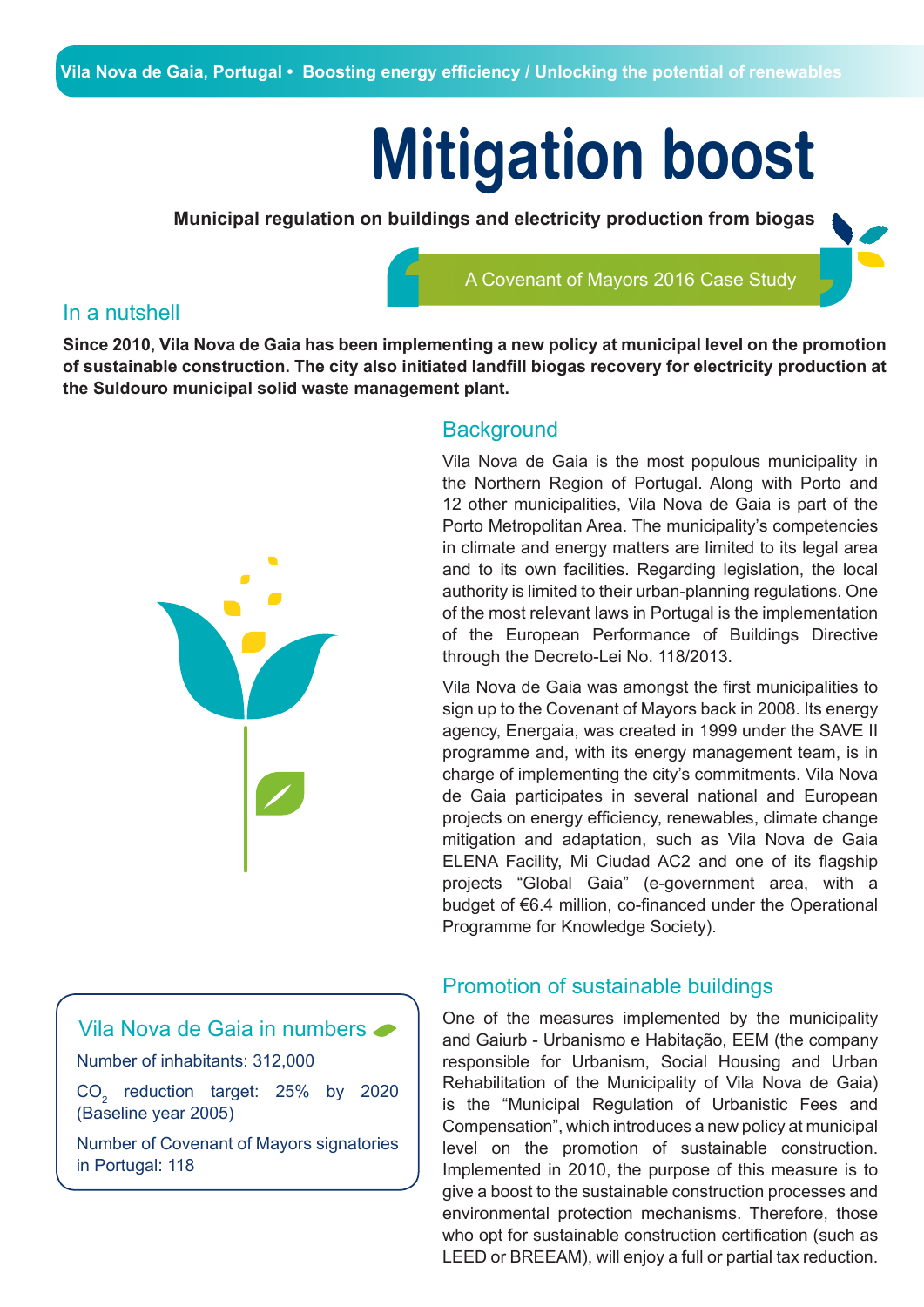Vila Nova de Gaia, Portugal • Boosting energy efficiency / Unlocking the potential of renewables

# Mitigation boost

**Municipal regulation on buildings and electricity production from biogas**

A Covenant of Mayors 2016 Case Study

## In a nutshell

**Since 2010, Vila Nova de Gaia has been implementing a new policy at municipal level on the promotion of sustainable construction. The city also initiated landfill biogas recovery for electricity production at the Suldouro municipal solid waste management plant.**

## Background

Vila Nova de Gaia is the most populous municipality in the Northern Region of Portugal. Along with Porto and 12 other municipalities, Vila Nova de Gaia is part of the Porto Metropolitan Area. The municipality's competencies in climate and energy matters are limited to its legal area and to its own facilities. Regarding legislation, the local authority is limited to their urban-planning regulations. One of the most relevant laws in Portugal is the implementation of the European Performance of Buildings Directive through the Decreto-Lei No. 118/2013.

Vila Nova de Gaia was amongst the first municipalities to sign up to the Covenant of Mayors back in 2008. Its energy agency, Energaia, was created in 1999 under the SAVE II programme and, with its energy management team, is in charge of implementing the city's commitments. Vila Nova de Gaia participates in several national and European projects on energy efficiency, renewables, climate change mitigation and adaptation, such as Vila Nova de Gaia ELENA Facility, Mi Ciudad AC2 and one of its flagship projects "Global Gaia" (e-government area, with a budget of €6.4 million, co-financed under the Operational Programme for Knowledge Society).

## Vila Nova de Gaia in numbers

Number of inhabitants: 312,000

$CO_2$ reduction target: 25% by 2020 (Baseline year 2005)

Number of Covenant of Mayors signatories in Portugal: 118

## Promotion of sustainable buildings

One of the measures implemented by the municipality and Gaiurb - Urbanismo e Habitação, EEM (the company responsible for Urbanism, Social Housing and Urban Rehabilitation of the Municipality of Vila Nova de Gaia) is the "Municipal Regulation of Urbanistic Fees and Compensation", which introduces a new policy at municipal level on the promotion of sustainable construction. Implemented in 2010, the purpose of this measure is to give a boost to the sustainable construction processes and environmental protection mechanisms. Therefore, those who opt for sustainable construction certification (such as LEED or BREEAM), will enjoy a full or partial tax reduction.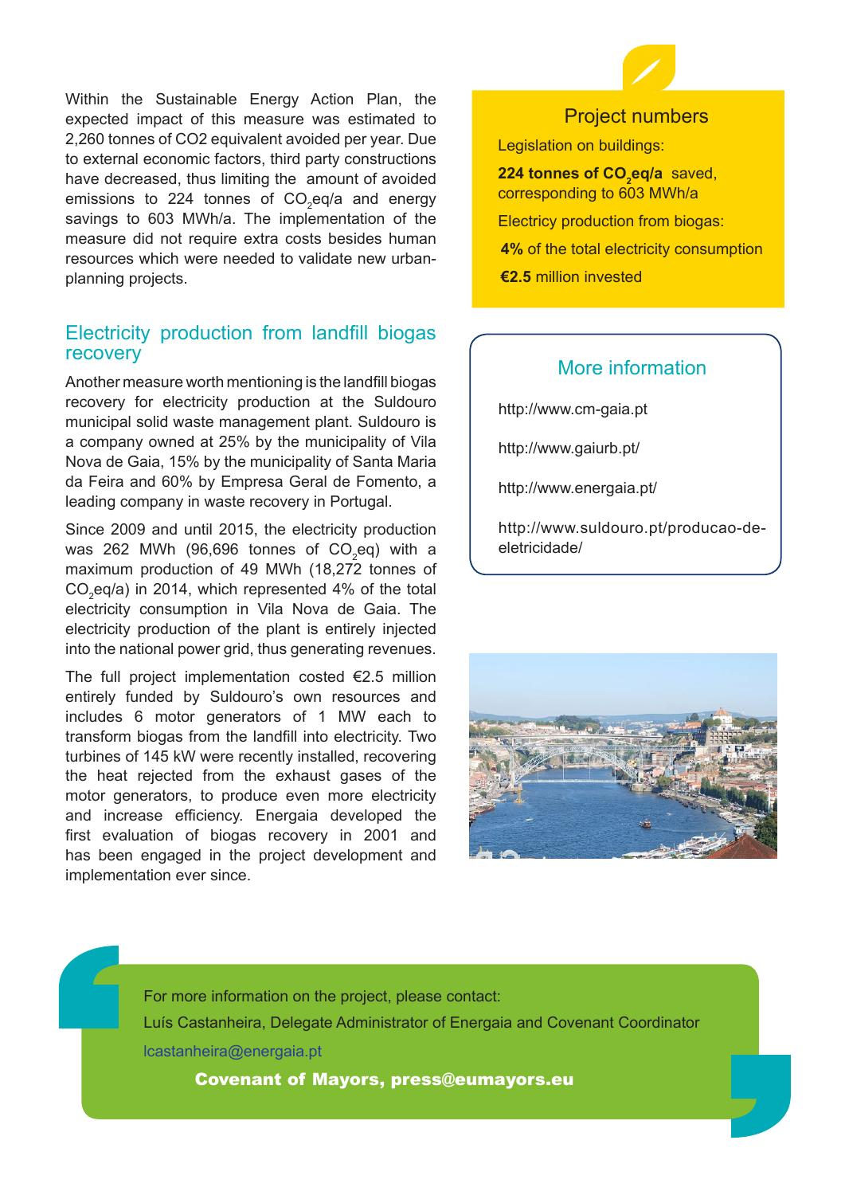Within the Sustainable Energy Action Plan, the expected impact of this measure was estimated to 2,260 tonnes of CO2 equivalent avoided per year. Due to external economic factors, third party constructions have decreased, thus limiting the amount of avoided emissions to 224 tonnes of $CO_2$eq/a and energy savings to 603 MWh/a. The implementation of the measure did not require extra costs besides human resources which were needed to validate new urban-planning projects.

## Electricity production from landfill biogas recovery

Another measure worth mentioning is the landfill biogas recovery for electricity production at the Suldouro municipal solid waste management plant. Suldouro is a company owned at 25% by the municipality of Vila Nova de Gaia, 15% by the municipality of Santa Maria da Feira and 60% by Empresa Geral de Fomento, a leading company in waste recovery in Portugal.

Since 2009 and until 2015, the electricity production was 262 MWh (96,696 tonnes of $CO_2$eq) with a maximum production of 49 MWh (18,272 tonnes of $CO_2$eq/a) in 2014, which represented 4% of the total electricity consumption in Vila Nova de Gaia. The electricity production of the plant is entirely injected into the national power grid, thus generating revenues.

The full project implementation costed €2.5 million entirely funded by Suldouro's own resources and includes 6 motor generators of 1 MW each to transform biogas from the landfill into electricity. Two turbines of 145 kW were recently installed, recovering the heat rejected from the exhaust gases of the motor generators, to produce even more electricity and increase efficiency. Energaia developed the first evaluation of biogas recovery in 2001 and has been engaged in the project development and implementation ever since.

## Project numbers

Legislation on buildings:

**224 tonnes of $CO_2$eq/a** saved, corresponding to 603 MWh/a

Electricty production from biogas:

**4%** of the total electricity consumption

**€2.5** million invested

## More information

http://www.cm-gaia.pt

http://www.gaiurb.pt/

http://www.energaia.pt/

http://www.suldouro.pt/producao-de-eletricidade/

For more information on the project, please contact:

Luís Castanheira, Delegate Administrator of Energaia and Covenant Coordinator

lcastanheira@energaia.pt

**Covenant of Mayors, press@eumayors.eu**